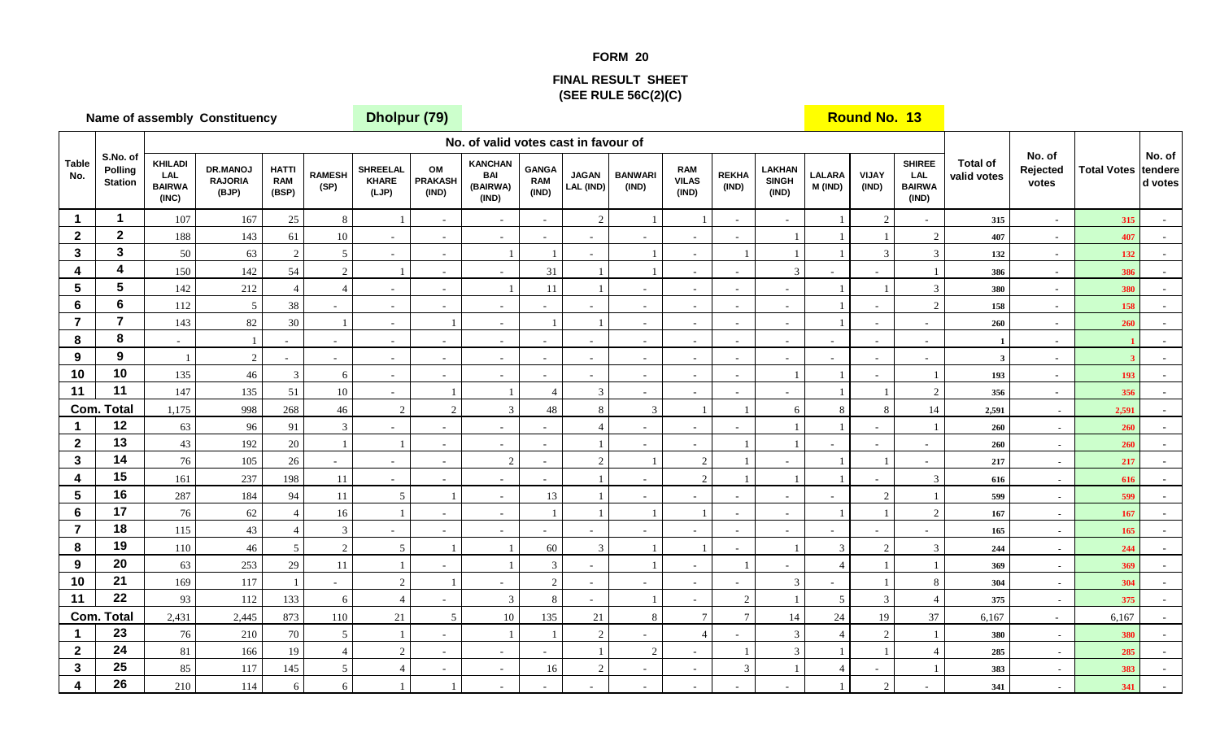# FORM 20

## FINAL RESULT SHEET
### (SEE RULE 56C(2)(C)

**Name of assembly Constituency** **Dholpur (79)** **Round No. 13**

| Table No. | S.No. of Polling Station | No. of valid votes cast in favour of | | | | | | | | | | | | | | | | | Total of valid votes | No. of Rejected votes | Total Votes | No. of tendered votes |
|---|---|---|---|---|---|---|---|---|---|---|---|---|---|---|---|---|---|---|---|---|---|---|
| | | KHILADI LAL BAIRWA (INC) | DR.MANOJ RAJORIA (BJP) | HATTI RAM (BSP) | RAMESH (SP) | SHREELAL KHARE (LJP) | OM PRAKASH (IND) | KANCHAN BAI (BAIRWA) (IND) | GANGA RAM (IND) | JAGAN LAL (IND) | BANWARI (IND) | RAM VILAS (IND) | REKHA (IND) | LAKHAN SINGH (IND) | LALARA M (IND) | VIJAY (IND) | SHIREE LAL BAIRWA (IND) | | | | | |
| 1 | 1 | 107 | 167 | 25 | 8 | 1 | - | - | - | 2 | 1 | 1 | - | - | 1 | 2 | - | 315 | - | 315 | - |
| 2 | 2 | 188 | 143 | 61 | 10 | - | - | - | - | - | - | - | - | 1 | 1 | 1 | 2 | 407 | - | 407 | - |
| 3 | 3 | 50 | 63 | 2 | 5 | - | - | 1 | 1 | - | 1 | - | 1 | 1 | 1 | 3 | 3 | 132 | - | 132 | - |
| 4 | 4 | 150 | 142 | 54 | 2 | 1 | - | - | 31 | 1 | 1 | - | - | 3 | - | - | 1 | 386 | - | 386 | - |
| 5 | 5 | 142 | 212 | 4 | 4 | - | - | 1 | 11 | 1 | - | - | - | - | 1 | 1 | 3 | 380 | - | 380 | - |
| 6 | 6 | 112 | 5 | 38 | - | - | - | - | - | - | - | - | - | - | 1 | - | 2 | 158 | - | 158 | - |
| 7 | 7 | 143 | 82 | 30 | 1 | - | 1 | - | 1 | 1 | - | - | - | - | 1 | - | - | 260 | - | 260 | - |
| 8 | 8 | - | 1 | - | - | - | - | - | - | - | - | - | - | - | - | - | - | 1 | - | 1 | - |
| 9 | 9 | 1 | 2 | - | - | - | - | - | - | - | - | - | - | - | - | - | - | 3 | - | 3 | - |
| 10 | 10 | 135 | 46 | 3 | 6 | - | - | - | - | - | - | - | - | 1 | 1 | - | 1 | 193 | - | 193 | - |
| 11 | 11 | 147 | 135 | 51 | 10 | - | 1 | 1 | 4 | 3 | - | - | - | - | 1 | 1 | 2 | 356 | - | 356 | - |
| Com. Total | | 1,175 | 998 | 268 | 46 | 2 | 2 | 3 | 48 | 8 | 3 | 1 | 1 | 6 | 8 | 8 | 14 | 2,591 | - | 2,591 | - |
| 1 | 12 | 63 | 96 | 91 | 3 | - | - | - | - | 4 | - | - | - | 1 | 1 | - | 1 | 260 | - | 260 | - |
| 2 | 13 | 43 | 192 | 20 | 1 | 1 | - | - | - | 1 | - | - | 1 | 1 | - | - | - | 260 | - | 260 | - |
| 3 | 14 | 76 | 105 | 26 | - | - | - | 2 | - | 2 | 1 | 2 | 1 | - | 1 | 1 | - | 217 | - | 217 | - |
| 4 | 15 | 161 | 237 | 198 | 11 | - | - | - | - | 1 | - | 2 | 1 | 1 | 1 | - | 3 | 616 | - | 616 | - |
| 5 | 16 | 287 | 184 | 94 | 11 | 5 | 1 | - | 13 | 1 | - | - | - | - | - | 2 | 1 | 599 | - | 599 | - |
| 6 | 17 | 76 | 62 | 4 | 16 | 1 | - | - | 1 | 1 | 1 | 1 | - | - | 1 | 1 | 2 | 167 | - | 167 | - |
| 7 | 18 | 115 | 43 | 4 | 3 | - | - | - | - | - | - | - | - | - | - | - | - | 165 | - | 165 | - |
| 8 | 19 | 110 | 46 | 5 | 2 | 5 | 1 | 1 | 60 | 3 | 1 | 1 | - | 1 | 3 | 2 | 3 | 244 | - | 244 | - |
| 9 | 20 | 63 | 253 | 29 | 11 | 1 | - | 1 | 3 | - | 1 | - | 1 | - | 4 | 1 | 1 | 369 | - | 369 | - |
| 10 | 21 | 169 | 117 | 1 | - | 2 | 1 | - | 2 | - | - | - | - | 3 | - | 1 | 8 | 304 | - | 304 | - |
| 11 | 22 | 93 | 112 | 133 | 6 | 4 | - | 3 | 8 | - | 1 | - | 2 | 1 | 5 | 3 | 4 | 375 | - | 375 | - |
| Com. Total | | 2,431 | 2,445 | 873 | 110 | 21 | 5 | 10 | 135 | 21 | 8 | 7 | 7 | 14 | 24 | 19 | 37 | 6,167 | - | 6,167 | - |
| 1 | 23 | 76 | 210 | 70 | 5 | 1 | - | 1 | 1 | 2 | - | 4 | - | 3 | 4 | 2 | 1 | 380 | - | 380 | - |
| 2 | 24 | 81 | 166 | 19 | 4 | 2 | - | - | - | 1 | 2 | - | 1 | 3 | 1 | 1 | 4 | 285 | - | 285 | - |
| 3 | 25 | 85 | 117 | 145 | 5 | 4 | - | - | 16 | 2 | - | - | 3 | 1 | 4 | - | 1 | 383 | - | 383 | - |
| 4 | 26 | 210 | 114 | 6 | 6 | 1 | 1 | - | - | - | - | - | - | - | 1 | 2 | - | 341 | - | 341 | - |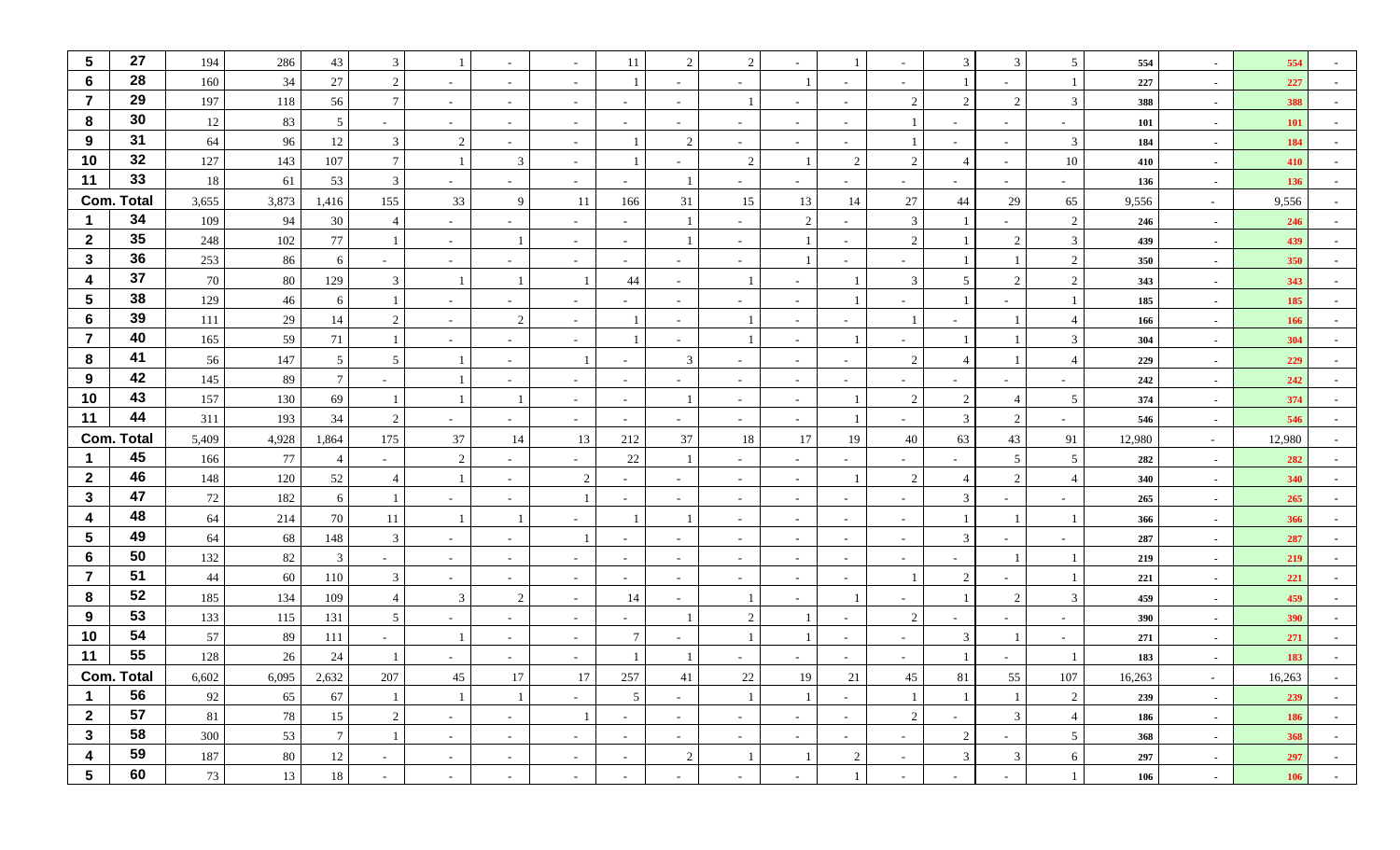| | | | | | | | | | | | | | | | | | | | | | |
|---|---|---|---|---|---|---|---|---|---|---|---|---|---|---|---|---|---|---|---|---|---|
| 5 | 27 | 194 | 286 | 43 | 3 | 1 | - | - | 11 | 2 | 2 | - | 1 | - | 3 | 3 | 5 | 554 | - | 554 | - |
| 6 | 28 | 160 | 34 | 27 | 2 | - | - | - | 1 | - | - | 1 | - | - | 1 | - | 1 | 227 | - | 227 | - |
| 7 | 29 | 197 | 118 | 56 | 7 | - | - | - | - | - | 1 | - | - | 2 | 2 | 2 | 3 | 388 | - | 388 | - |
| 8 | 30 | 12 | 83 | 5 | - | - | - | - | - | - | - | - | - | 1 | - | - | - | 101 | - | 101 | - |
| 9 | 31 | 64 | 96 | 12 | 3 | 2 | - | - | 1 | 2 | - | - | - | 1 | - | - | 3 | 184 | - | 184 | - |
| 10 | 32 | 127 | 143 | 107 | 7 | 1 | 3 | - | 1 | - | 2 | 1 | 2 | 2 | 4 | - | 10 | 410 | - | 410 | - |
| 11 | 33 | 18 | 61 | 53 | 3 | - | - | - | - | 1 | - | - | - | - | - | - | - | 136 | - | 136 | - |
| Com. Total | | 3,655 | 3,873 | 1,416 | 155 | 33 | 9 | 11 | 166 | 31 | 15 | 13 | 14 | 27 | 44 | 29 | 65 | 9,556 | - | 9,556 | - |
| 1 | 34 | 109 | 94 | 30 | 4 | - | - | - | - | 1 | - | 2 | - | 3 | 1 | - | 2 | 246 | - | 246 | - |
| 2 | 35 | 248 | 102 | 77 | 1 | - | 1 | - | - | 1 | - | 1 | - | 2 | 1 | 2 | 3 | 439 | - | 439 | - |
| 3 | 36 | 253 | 86 | 6 | - | - | - | - | - | - | - | 1 | - | - | 1 | 1 | 2 | 350 | - | 350 | - |
| 4 | 37 | 70 | 80 | 129 | 3 | 1 | 1 | 1 | 44 | - | 1 | - | 1 | 3 | 5 | 2 | 2 | 343 | - | 343 | - |
| 5 | 38 | 129 | 46 | 6 | 1 | - | - | - | - | - | - | - | 1 | - | 1 | - | 1 | 185 | - | 185 | - |
| 6 | 39 | 111 | 29 | 14 | 2 | - | 2 | - | 1 | - | 1 | - | - | 1 | - | 1 | 4 | 166 | - | 166 | - |
| 7 | 40 | 165 | 59 | 71 | 1 | - | - | - | 1 | - | 1 | - | 1 | - | 1 | 1 | 3 | 304 | - | 304 | - |
| 8 | 41 | 56 | 147 | 5 | 5 | 1 | - | 1 | - | 3 | - | - | - | 2 | 4 | 1 | 4 | 229 | - | 229 | - |
| 9 | 42 | 145 | 89 | 7 | - | 1 | - | - | - | - | - | - | - | - | - | - | - | 242 | - | 242 | - |
| 10 | 43 | 157 | 130 | 69 | 1 | 1 | 1 | - | - | 1 | - | - | 1 | 2 | 2 | 4 | 5 | 374 | - | 374 | - |
| 11 | 44 | 311 | 193 | 34 | 2 | - | - | - | - | - | - | - | 1 | - | 3 | 2 | - | 546 | - | 546 | - |
| Com. Total | | 5,409 | 4,928 | 1,864 | 175 | 37 | 14 | 13 | 212 | 37 | 18 | 17 | 19 | 40 | 63 | 43 | 91 | 12,980 | - | 12,980 | - |
| 1 | 45 | 166 | 77 | 4 | - | 2 | - | - | 22 | 1 | - | - | - | - | - | 5 | 5 | 282 | - | 282 | - |
| 2 | 46 | 148 | 120 | 52 | 4 | 1 | - | 2 | - | - | - | - | 1 | 2 | 4 | 2 | 4 | 340 | - | 340 | - |
| 3 | 47 | 72 | 182 | 6 | 1 | - | - | 1 | - | - | - | - | - | - | 3 | - | - | 265 | - | 265 | - |
| 4 | 48 | 64 | 214 | 70 | 11 | 1 | 1 | - | 1 | 1 | - | - | - | - | 1 | 1 | 1 | 366 | - | 366 | - |
| 5 | 49 | 64 | 68 | 148 | 3 | - | - | 1 | - | - | - | - | - | - | 3 | - | - | 287 | - | 287 | - |
| 6 | 50 | 132 | 82 | 3 | - | - | - | - | - | - | - | - | - | - | - | 1 | 1 | 219 | - | 219 | - |
| 7 | 51 | 44 | 60 | 110 | 3 | - | - | - | - | - | - | - | - | 1 | 2 | - | 1 | 221 | - | 221 | - |
| 8 | 52 | 185 | 134 | 109 | 4 | 3 | 2 | - | 14 | - | 1 | - | 1 | - | 1 | 2 | 3 | 459 | - | 459 | - |
| 9 | 53 | 133 | 115 | 131 | 5 | - | - | - | - | 1 | 2 | 1 | - | 2 | - | - | - | 390 | - | 390 | - |
| 10 | 54 | 57 | 89 | 111 | - | 1 | - | - | 7 | - | 1 | 1 | - | - | 3 | 1 | - | 271 | - | 271 | - |
| 11 | 55 | 128 | 26 | 24 | 1 | - | - | - | 1 | 1 | - | - | - | - | 1 | - | 1 | 183 | - | 183 | - |
| Com. Total | | 6,602 | 6,095 | 2,632 | 207 | 45 | 17 | 17 | 257 | 41 | 22 | 19 | 21 | 45 | 81 | 55 | 107 | 16,263 | - | 16,263 | - |
| 1 | 56 | 92 | 65 | 67 | 1 | 1 | 1 | - | 5 | - | 1 | 1 | - | 1 | 1 | 1 | 2 | 239 | - | 239 | - |
| 2 | 57 | 81 | 78 | 15 | 2 | - | - | 1 | - | - | - | - | - | 2 | - | 3 | 4 | 186 | - | 186 | - |
| 3 | 58 | 300 | 53 | 7 | 1 | - | - | - | - | - | - | - | - | - | 2 | - | 5 | 368 | - | 368 | - |
| 4 | 59 | 187 | 80 | 12 | - | - | - | - | - | 2 | 1 | 1 | 2 | - | 3 | 3 | 6 | 297 | - | 297 | - |
| 5 | 60 | 73 | 13 | 18 | - | - | - | - | - | - | - | - | 1 | - | - | - | 1 | 106 | - | 106 | - |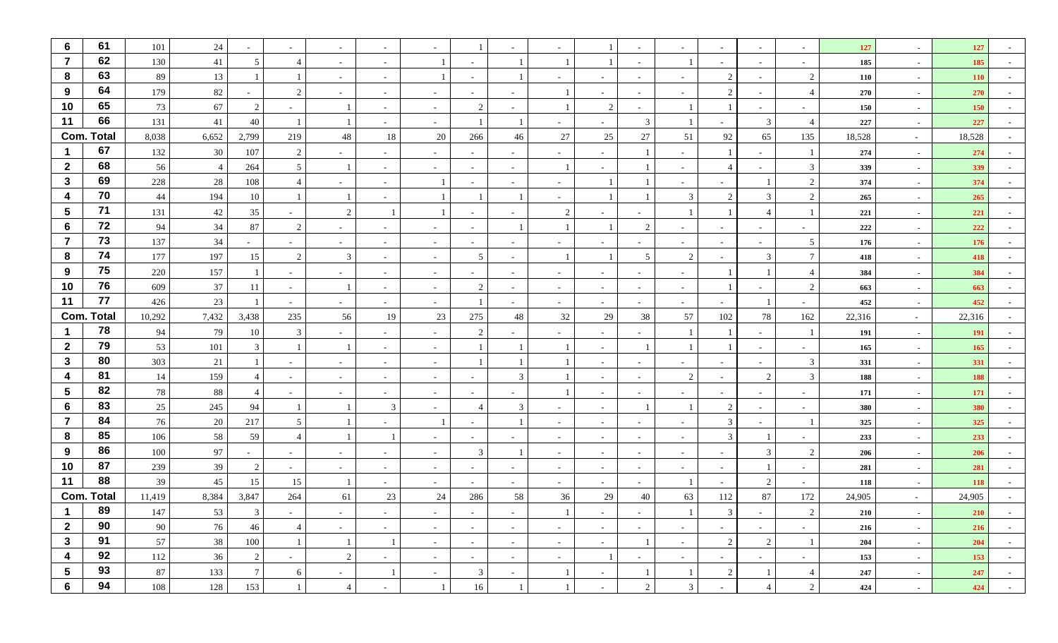| | | | | | | | | | | | | | | | | | | | | | |
|---|---|---|---|---|---|---|---|---|---|---|---|---|---|---|---|---|---|---|---|---|---|
| 6 | 61 | 101 | 24 | - | - | - | - | - | 1 | - | - | 1 | - | - | - | - | - | 127 | - | 127 | - |
| 7 | 62 | 130 | 41 | 5 | 4 | - | - | 1 | - | 1 | 1 | 1 | - | 1 | - | - | - | 185 | - | 185 | - |
| 8 | 63 | 89 | 13 | 1 | 1 | - | - | 1 | - | 1 | - | - | - | - | 2 | - | 2 | 110 | - | 110 | - |
| 9 | 64 | 179 | 82 | - | 2 | - | - | - | - | - | 1 | - | - | - | 2 | - | 4 | 270 | - | 270 | - |
| 10 | 65 | 73 | 67 | 2 | - | 1 | - | - | 2 | - | 1 | 2 | - | 1 | 1 | - | - | 150 | - | 150 | - |
| 11 | 66 | 131 | 41 | 40 | 1 | 1 | - | - | 1 | 1 | - | - | 3 | 1 | - | 3 | 4 | 227 | - | 227 | - |
| Com. Total | | 8,038 | 6,652 | 2,799 | 219 | 48 | 18 | 20 | 266 | 46 | 27 | 25 | 27 | 51 | 92 | 65 | 135 | 18,528 | - | 18,528 | - |
| 1 | 67 | 132 | 30 | 107 | 2 | - | - | - | - | - | - | - | 1 | - | 1 | - | 1 | 274 | - | 274 | - |
| 2 | 68 | 56 | 4 | 264 | 5 | 1 | - | - | - | - | 1 | - | 1 | - | 4 | - | 3 | 339 | - | 339 | - |
| 3 | 69 | 228 | 28 | 108 | 4 | - | - | 1 | - | - | - | 1 | 1 | - | - | 1 | 2 | 374 | - | 374 | - |
| 4 | 70 | 44 | 194 | 10 | 1 | 1 | - | 1 | 1 | 1 | - | 1 | 1 | 3 | 2 | 3 | 2 | 265 | - | 265 | - |
| 5 | 71 | 131 | 42 | 35 | - | 2 | 1 | 1 | - | - | 2 | - | - | 1 | 1 | 4 | 1 | 221 | - | 221 | - |
| 6 | 72 | 94 | 34 | 87 | 2 | - | - | - | - | 1 | 1 | 1 | 2 | - | - | - | - | 222 | - | 222 | - |
| 7 | 73 | 137 | 34 | - | - | - | - | - | - | - | - | - | - | - | - | - | 5 | 176 | - | 176 | - |
| 8 | 74 | 177 | 197 | 15 | 2 | 3 | - | - | 5 | - | 1 | 1 | 5 | 2 | - | 3 | 7 | 418 | - | 418 | - |
| 9 | 75 | 220 | 157 | 1 | - | - | - | - | - | - | - | - | - | - | 1 | 1 | 4 | 384 | - | 384 | - |
| 10 | 76 | 609 | 37 | 11 | - | 1 | - | - | 2 | - | - | - | - | - | 1 | - | 2 | 663 | - | 663 | - |
| 11 | 77 | 426 | 23 | 1 | - | - | - | - | 1 | - | - | - | - | - | - | 1 | - | 452 | - | 452 | - |
| Com. Total | | 10,292 | 7,432 | 3,438 | 235 | 56 | 19 | 23 | 275 | 48 | 32 | 29 | 38 | 57 | 102 | 78 | 162 | 22,316 | - | 22,316 | - |
| 1 | 78 | 94 | 79 | 10 | 3 | - | - | - | 2 | - | - | - | - | 1 | 1 | - | 1 | 191 | - | 191 | - |
| 2 | 79 | 53 | 101 | 3 | 1 | 1 | - | - | 1 | 1 | 1 | - | 1 | 1 | 1 | - | - | 165 | - | 165 | - |
| 3 | 80 | 303 | 21 | 1 | - | - | - | - | 1 | 1 | 1 | - | - | - | - | - | 3 | 331 | - | 331 | - |
| 4 | 81 | 14 | 159 | 4 | - | - | - | - | - | 3 | 1 | - | - | 2 | - | 2 | 3 | 188 | - | 188 | - |
| 5 | 82 | 78 | 88 | 4 | - | - | - | - | - | - | 1 | - | - | - | - | - | - | 171 | - | 171 | - |
| 6 | 83 | 25 | 245 | 94 | 1 | 1 | 3 | - | 4 | 3 | - | - | 1 | 1 | 2 | - | - | 380 | - | 380 | - |
| 7 | 84 | 76 | 20 | 217 | 5 | 1 | - | 1 | - | 1 | - | - | - | - | 3 | - | 1 | 325 | - | 325 | - |
| 8 | 85 | 106 | 58 | 59 | 4 | 1 | 1 | - | - | - | - | - | - | - | 3 | 1 | - | 233 | - | 233 | - |
| 9 | 86 | 100 | 97 | - | - | - | - | - | 3 | 1 | - | - | - | - | - | 3 | 2 | 206 | - | 206 | - |
| 10 | 87 | 239 | 39 | 2 | - | - | - | - | - | - | - | - | - | - | - | 1 | - | 281 | - | 281 | - |
| 11 | 88 | 39 | 45 | 15 | 15 | 1 | - | - | - | - | - | - | - | 1 | - | 2 | - | 118 | - | 118 | - |
| Com. Total | | 11,419 | 8,384 | 3,847 | 264 | 61 | 23 | 24 | 286 | 58 | 36 | 29 | 40 | 63 | 112 | 87 | 172 | 24,905 | - | 24,905 | - |
| 1 | 89 | 147 | 53 | 3 | - | - | - | - | - | - | 1 | - | - | 1 | 3 | - | 2 | 210 | - | 210 | - |
| 2 | 90 | 90 | 76 | 46 | 4 | - | - | - | - | - | - | - | - | - | - | - | - | 216 | - | 216 | - |
| 3 | 91 | 57 | 38 | 100 | 1 | 1 | 1 | - | - | - | - | - | 1 | - | 2 | 2 | 1 | 204 | - | 204 | - |
| 4 | 92 | 112 | 36 | 2 | - | 2 | - | - | - | - | - | 1 | - | - | - | - | - | 153 | - | 153 | - |
| 5 | 93 | 87 | 133 | 7 | 6 | - | 1 | - | 3 | - | 1 | - | 1 | 1 | 2 | 1 | 4 | 247 | - | 247 | - |
| 6 | 94 | 108 | 128 | 153 | 1 | 4 | - | 1 | 16 | 1 | 1 | - | 2 | 3 | - | 4 | 2 | 424 | - | 424 | - |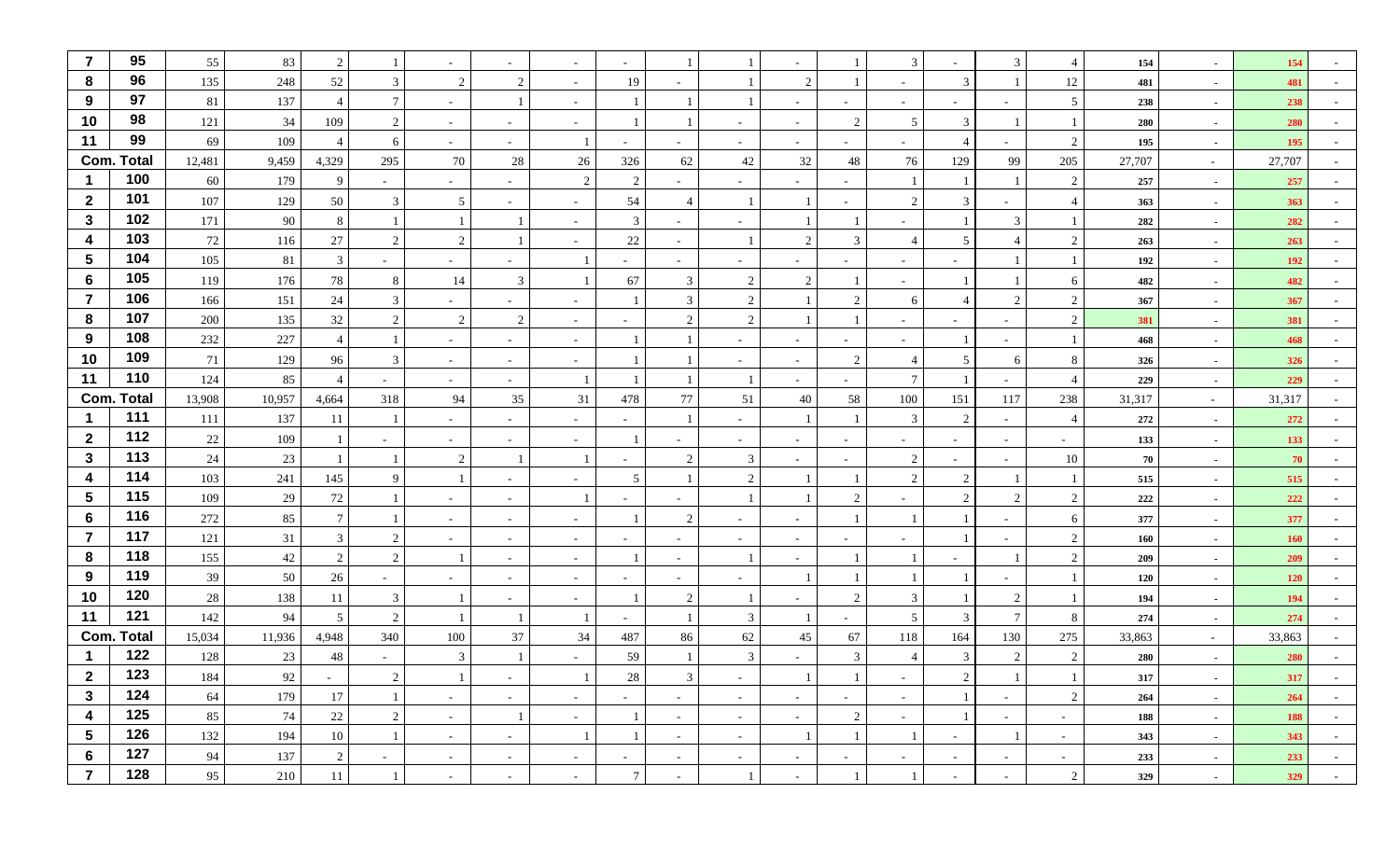| 7 | 95 | 55 | 83 | 2 | 1 | - | - | - | - | 1 | 1 | - | 1 | 3 | - | 3 | 4 | 154 | - | 154 | - |
|---|---|---|---|---|---|---|---|---|---|---|---|---|---|---|---|---|---|---|---|---|---|
| 8 | 96 | 135 | 248 | 52 | 3 | 2 | 2 | - | 19 | - | 1 | 2 | 1 | - | 3 | 1 | 12 | 481 | - | 481 | - |
| 9 | 97 | 81 | 137 | 4 | 7 | - | 1 | - | 1 | 1 | 1 | - | - | - | - | - | 5 | 238 | - | 238 | - |
| 10 | 98 | 121 | 34 | 109 | 2 | - | - | - | 1 | 1 | - | - | 2 | 5 | 3 | 1 | 1 | 280 | - | 280 | - |
| 11 | 99 | 69 | 109 | 4 | 6 | - | - | 1 | - | - | - | - | - | - | 4 | - | 2 | 195 | - | 195 | - |
| Com. Total | | 12,481 | 9,459 | 4,329 | 295 | 70 | 28 | 26 | 326 | 62 | 42 | 32 | 48 | 76 | 129 | 99 | 205 | 27,707 | - | 27,707 | - |
| 1 | 100 | 60 | 179 | 9 | - | - | - | 2 | 2 | - | - | - | - | 1 | 1 | 1 | 2 | 257 | - | 257 | - |
| 2 | 101 | 107 | 129 | 50 | 3 | 5 | - | - | 54 | 4 | 1 | 1 | - | 2 | 3 | - | 4 | 363 | - | 363 | - |
| 3 | 102 | 171 | 90 | 8 | 1 | 1 | 1 | - | 3 | - | - | 1 | 1 | - | 1 | 3 | 1 | 282 | - | 282 | - |
| 4 | 103 | 72 | 116 | 27 | 2 | 2 | 1 | - | 22 | - | 1 | 2 | 3 | 4 | 5 | 4 | 2 | 263 | - | 263 | - |
| 5 | 104 | 105 | 81 | 3 | - | - | - | 1 | - | - | - | - | - | - | - | 1 | 1 | 192 | - | 192 | - |
| 6 | 105 | 119 | 176 | 78 | 8 | 14 | 3 | 1 | 67 | 3 | 2 | 2 | 1 | - | 1 | 1 | 6 | 482 | - | 482 | - |
| 7 | 106 | 166 | 151 | 24 | 3 | - | - | - | 1 | 3 | 2 | 1 | 2 | 6 | 4 | 2 | 2 | 367 | - | 367 | - |
| 8 | 107 | 200 | 135 | 32 | 2 | 2 | 2 | - | - | 2 | 2 | 1 | 1 | - | - | - | 2 | 381 | - | 381 | - |
| 9 | 108 | 232 | 227 | 4 | 1 | - | - | - | 1 | 1 | - | - | - | - | 1 | - | 1 | 468 | - | 468 | - |
| 10 | 109 | 71 | 129 | 96 | 3 | - | - | - | 1 | 1 | - | - | 2 | 4 | 5 | 6 | 8 | 326 | - | 326 | - |
| 11 | 110 | 124 | 85 | 4 | - | - | - | 1 | 1 | 1 | 1 | - | - | 7 | 1 | - | 4 | 229 | - | 229 | - |
| Com. Total | | 13,908 | 10,957 | 4,664 | 318 | 94 | 35 | 31 | 478 | 77 | 51 | 40 | 58 | 100 | 151 | 117 | 238 | 31,317 | - | 31,317 | - |
| 1 | 111 | 111 | 137 | 11 | 1 | - | - | - | - | 1 | - | 1 | 1 | 3 | 2 | - | 4 | 272 | - | 272 | - |
| 2 | 112 | 22 | 109 | 1 | - | - | - | - | 1 | - | - | - | - | - | - | - | - | 133 | - | 133 | - |
| 3 | 113 | 24 | 23 | 1 | 1 | 2 | 1 | 1 | - | 2 | 3 | - | - | 2 | - | - | 10 | 70 | - | 70 | - |
| 4 | 114 | 103 | 241 | 145 | 9 | 1 | - | - | 5 | 1 | 2 | 1 | 1 | 2 | 2 | 1 | 1 | 515 | - | 515 | - |
| 5 | 115 | 109 | 29 | 72 | 1 | - | - | 1 | - | - | 1 | 1 | 2 | - | 2 | 2 | 2 | 222 | - | 222 | - |
| 6 | 116 | 272 | 85 | 7 | 1 | - | - | - | 1 | 2 | - | - | 1 | 1 | 1 | - | 6 | 377 | - | 377 | - |
| 7 | 117 | 121 | 31 | 3 | 2 | - | - | - | - | - | - | - | - | - | 1 | - | 2 | 160 | - | 160 | - |
| 8 | 118 | 155 | 42 | 2 | 2 | 1 | - | - | 1 | - | 1 | - | 1 | 1 | - | 1 | 2 | 209 | - | 209 | - |
| 9 | 119 | 39 | 50 | 26 | - | - | - | - | - | - | - | 1 | 1 | 1 | 1 | - | 1 | 120 | - | 120 | - |
| 10 | 120 | 28 | 138 | 11 | 3 | 1 | - | - | 1 | 2 | 1 | - | 2 | 3 | 1 | 2 | 1 | 194 | - | 194 | - |
| 11 | 121 | 142 | 94 | 5 | 2 | 1 | 1 | 1 | - | 1 | 3 | 1 | - | 5 | 3 | 7 | 8 | 274 | - | 274 | - |
| Com. Total | | 15,034 | 11,936 | 4,948 | 340 | 100 | 37 | 34 | 487 | 86 | 62 | 45 | 67 | 118 | 164 | 130 | 275 | 33,863 | - | 33,863 | - |
| 1 | 122 | 128 | 23 | 48 | - | 3 | 1 | - | 59 | 1 | 3 | - | 3 | 4 | 3 | 2 | 2 | 280 | - | 280 | - |
| 2 | 123 | 184 | 92 | - | 2 | 1 | - | 1 | 28 | 3 | - | 1 | 1 | - | 2 | 1 | 1 | 317 | - | 317 | - |
| 3 | 124 | 64 | 179 | 17 | 1 | - | - | - | - | - | - | - | - | - | 1 | - | 2 | 264 | - | 264 | - |
| 4 | 125 | 85 | 74 | 22 | 2 | - | 1 | - | 1 | - | - | - | 2 | - | 1 | - | - | 188 | - | 188 | - |
| 5 | 126 | 132 | 194 | 10 | 1 | - | - | 1 | 1 | - | - | 1 | 1 | 1 | - | 1 | - | 343 | - | 343 | - |
| 6 | 127 | 94 | 137 | 2 | - | - | - | - | - | - | - | - | - | - | - | - | - | 233 | - | 233 | - |
| 7 | 128 | 95 | 210 | 11 | 1 | - | - | - | 7 | - | 1 | - | 1 | 1 | - | - | 2 | 329 | - | 329 | - |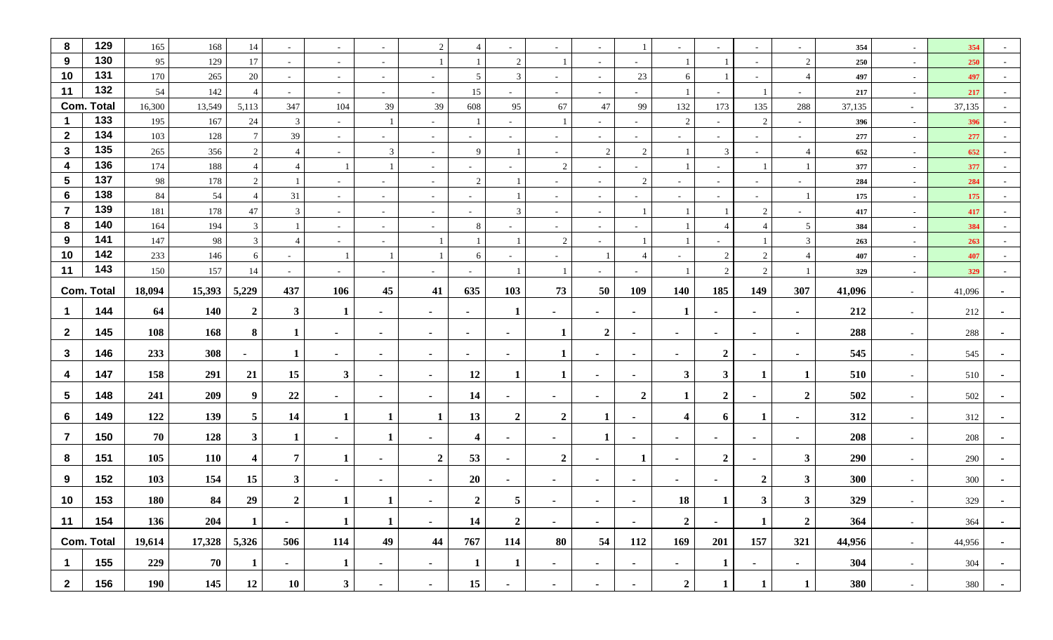| | | | | | | | | | | | | | | | | | | | | | |
|---|---|---|---|---|---|---|---|---|---|---|---|---|---|---|---|---|---|---|---|---|---|
| 8 | 129 | 165 | 168 | 14 | - | - | - | 2 | 4 | - | - | - | 1 | - | - | - | - | 354 | - | 354 | - |
| 9 | 130 | 95 | 129 | 17 | - | - | - | 1 | 1 | 2 | 1 | - | - | 1 | 1 | - | 2 | 250 | - | 250 | - |
| 10 | 131 | 170 | 265 | 20 | - | - | - | - | 5 | 3 | - | - | 23 | 6 | 1 | - | 4 | 497 | - | 497 | - |
| 11 | 132 | 54 | 142 | 4 | - | - | - | - | 15 | - | - | - | - | 1 | - | 1 | - | 217 | - | 217 | - |
| Com. Total | | 16,300 | 13,549 | 5,113 | 347 | 104 | 39 | 39 | 608 | 95 | 67 | 47 | 99 | 132 | 173 | 135 | 288 | 37,135 | - | 37,135 | - |
| 1 | 133 | 195 | 167 | 24 | 3 | - | 1 | - | 1 | - | 1 | - | - | 2 | - | 2 | - | 396 | - | 396 | - |
| 2 | 134 | 103 | 128 | 7 | 39 | - | - | - | - | - | - | - | - | - | - | - | - | 277 | - | 277 | - |
| 3 | 135 | 265 | 356 | 2 | 4 | - | 3 | - | 9 | 1 | - | 2 | 2 | 1 | 3 | - | 4 | 652 | - | 652 | - |
| 4 | 136 | 174 | 188 | 4 | 4 | 1 | 1 | - | - | - | 2 | - | - | 1 | - | 1 | 1 | 377 | - | 377 | - |
| 5 | 137 | 98 | 178 | 2 | 1 | - | - | - | 2 | 1 | - | - | 2 | - | - | - | - | 284 | - | 284 | - |
| 6 | 138 | 84 | 54 | 4 | 31 | - | - | - | - | 1 | - | - | - | - | - | - | 1 | 175 | - | 175 | - |
| 7 | 139 | 181 | 178 | 47 | 3 | - | - | - | - | 3 | - | - | 1 | 1 | 1 | 2 | - | 417 | - | 417 | - |
| 8 | 140 | 164 | 194 | 3 | 1 | - | - | - | 8 | - | - | - | - | 1 | 4 | 4 | 5 | 384 | - | 384 | - |
| 9 | 141 | 147 | 98 | 3 | 4 | - | - | 1 | 1 | 1 | 2 | - | 1 | 1 | - | 1 | 3 | 263 | - | 263 | - |
| 10 | 142 | 233 | 146 | 6 | - | 1 | 1 | 1 | 6 | - | - | 1 | 4 | - | 2 | 2 | 4 | 407 | - | 407 | - |
| 11 | 143 | 150 | 157 | 14 | - | - | - | - | - | 1 | 1 | - | - | 1 | 2 | 2 | 1 | 329 | - | 329 | - |
| **Com. Total** | | **18,094** | **15,393** | **5,229** | **437** | **106** | **45** | **41** | **635** | **103** | **73** | **50** | **109** | **140** | **185** | **149** | **307** | **41,096** | - | 41,096 | - |
| **1** | **144** | **64** | **140** | **2** | **3** | **1** | - | - | - | **1** | - | - | - | **1** | - | - | - | **212** | - | 212 | - |
| **2** | **145** | **108** | **168** | **8** | **1** | - | - | - | - | - | **1** | **2** | - | - | - | - | - | **288** | - | 288 | - |
| **3** | **146** | **233** | **308** | - | **1** | - | - | - | - | - | **1** | - | - | - | **2** | - | - | **545** | - | 545 | - |
| **4** | **147** | **158** | **291** | **21** | **15** | **3** | - | - | **12** | **1** | **1** | - | - | **3** | **3** | **1** | **1** | **510** | - | 510 | - |
| **5** | **148** | **241** | **209** | **9** | **22** | - | - | - | **14** | - | - | - | **2** | **1** | **2** | - | **2** | **502** | - | 502 | - |
| **6** | **149** | **122** | **139** | **5** | **14** | **1** | **1** | **1** | **13** | **2** | **2** | **1** | - | **4** | **6** | **1** | - | **312** | - | 312 | - |
| **7** | **150** | **70** | **128** | **3** | **1** | - | **1** | - | **4** | - | - | **1** | - | - | - | - | - | **208** | - | 208 | - |
| **8** | **151** | **105** | **110** | **4** | **7** | **1** | - | **2** | **53** | - | **2** | - | **1** | - | **2** | - | **3** | **290** | - | 290 | - |
| **9** | **152** | **103** | **154** | **15** | **3** | - | - | - | **20** | - | - | - | - | - | - | **2** | **3** | **300** | - | 300 | - |
| **10** | **153** | **180** | **84** | **29** | **2** | **1** | **1** | - | **2** | **5** | - | - | - | **18** | **1** | **3** | **3** | **329** | - | 329 | - |
| **11** | **154** | **136** | **204** | **1** | - | **1** | **1** | - | **14** | **2** | - | - | - | **2** | - | **1** | **2** | **364** | - | 364 | - |
| **Com. Total** | | **19,614** | **17,328** | **5,326** | **506** | **114** | **49** | **44** | **767** | **114** | **80** | **54** | **112** | **169** | **201** | **157** | **321** | **44,956** | - | 44,956 | - |
| **1** | **155** | **229** | **70** | **1** | - | **1** | - | - | **1** | **1** | - | - | - | - | **1** | - | - | **304** | - | 304 | - |
| **2** | **156** | **190** | **145** | **12** | **10** | **3** | - | - | **15** | - | - | - | - | **2** | **1** | **1** | **1** | **380** | - | 380 | - |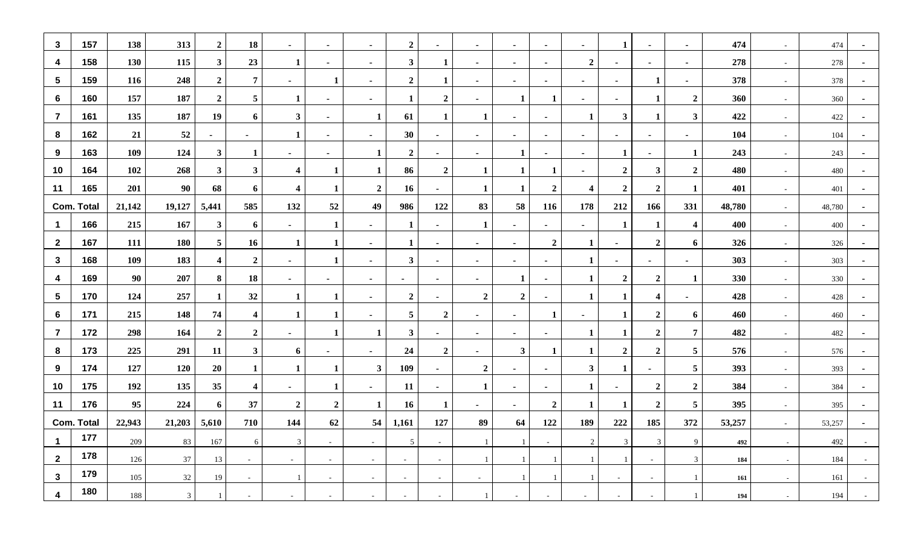| 3 | 157 | 138 | 313 | 2 | 18 | - | - | - | 2 | - | - | - | - | - | 1 | - | - | 474 | - | 474 | - |
|---|---|---|---|---|---|---|---|---|---|---|---|---|---|---|---|---|---|---|---|---|---|
| 4 | 158 | 130 | 115 | 3 | 23 | 1 | - | - | 3 | 1 | - | - | - | 2 | - | - | - | 278 | - | 278 | - |
| 5 | 159 | 116 | 248 | 2 | 7 | - | 1 | - | 2 | 1 | - | - | - | - | - | 1 | - | 378 | - | 378 | - |
| 6 | 160 | 157 | 187 | 2 | 5 | 1 | - | - | 1 | 2 | - | 1 | 1 | - | - | 1 | 2 | 360 | - | 360 | - |
| 7 | 161 | 135 | 187 | 19 | 6 | 3 | - | 1 | 61 | 1 | 1 | - | - | 1 | 3 | 1 | 3 | 422 | - | 422 | - |
| 8 | 162 | 21 | 52 | - | - | 1 | - | - | 30 | - | - | - | - | - | - | - | - | 104 | - | 104 | - |
| 9 | 163 | 109 | 124 | 3 | 1 | - | - | 1 | 2 | - | - | 1 | - | - | 1 | - | 1 | 243 | - | 243 | - |
| 10 | 164 | 102 | 268 | 3 | 3 | 4 | 1 | 1 | 86 | 2 | 1 | 1 | 1 | - | 2 | 3 | 2 | 480 | - | 480 | - |
| 11 | 165 | 201 | 90 | 68 | 6 | 4 | 1 | 2 | 16 | - | 1 | 1 | 2 | 4 | 2 | 2 | 1 | 401 | - | 401 | - |
| Com. Total | | 21,142 | 19,127 | 5,441 | 585 | 132 | 52 | 49 | 986 | 122 | 83 | 58 | 116 | 178 | 212 | 166 | 331 | 48,780 | - | 48,780 | - |
| 1 | 166 | 215 | 167 | 3 | 6 | - | 1 | - | 1 | - | 1 | - | - | - | 1 | 1 | 4 | 400 | - | 400 | - |
| 2 | 167 | 111 | 180 | 5 | 16 | 1 | 1 | - | 1 | - | - | - | 2 | 1 | - | 2 | 6 | 326 | - | 326 | - |
| 3 | 168 | 109 | 183 | 4 | 2 | - | 1 | - | 3 | - | - | - | - | 1 | - | - | - | 303 | - | 303 | - |
| 4 | 169 | 90 | 207 | 8 | 18 | - | - | - | - | - | - | 1 | - | 1 | 2 | 2 | 1 | 330 | - | 330 | - |
| 5 | 170 | 124 | 257 | 1 | 32 | 1 | 1 | - | 2 | - | 2 | 2 | - | 1 | 1 | 4 | - | 428 | - | 428 | - |
| 6 | 171 | 215 | 148 | 74 | 4 | 1 | 1 | - | 5 | 2 | - | - | 1 | - | 1 | 2 | 6 | 460 | - | 460 | - |
| 7 | 172 | 298 | 164 | 2 | 2 | - | 1 | 1 | 3 | - | - | - | - | 1 | 1 | 2 | 7 | 482 | - | 482 | - |
| 8 | 173 | 225 | 291 | 11 | 3 | 6 | - | - | 24 | 2 | - | 3 | 1 | 1 | 2 | 2 | 5 | 576 | - | 576 | - |
| 9 | 174 | 127 | 120 | 20 | 1 | 1 | 1 | 3 | 109 | - | 2 | - | - | 3 | 1 | - | 5 | 393 | - | 393 | - |
| 10 | 175 | 192 | 135 | 35 | 4 | - | 1 | - | 11 | - | 1 | - | - | 1 | - | 2 | 2 | 384 | - | 384 | - |
| 11 | 176 | 95 | 224 | 6 | 37 | 2 | 2 | 1 | 16 | 1 | - | - | 2 | 1 | 1 | 2 | 5 | 395 | - | 395 | - |
| Com. Total | | 22,943 | 21,203 | 5,610 | 710 | 144 | 62 | 54 | 1,161 | 127 | 89 | 64 | 122 | 189 | 222 | 185 | 372 | 53,257 | - | 53,257 | - |
| 1 | 177 | 209 | 83 | 167 | 6 | 3 | - | - | 5 | - | 1 | 1 | - | 2 | 3 | 3 | 9 | 492 | - | 492 | - |
| 2 | 178 | 126 | 37 | 13 | - | - | - | - | - | - | 1 | 1 | 1 | 1 | 1 | - | 3 | 184 | - | 184 | - |
| 3 | 179 | 105 | 32 | 19 | - | 1 | - | - | - | - | - | 1 | 1 | 1 | - | - | 1 | 161 | - | 161 | - |
| 4 | 180 | 188 | 3 | 1 | - | - | - | - | - | - | 1 | - | - | - | - | - | 1 | 194 | - | 194 | - |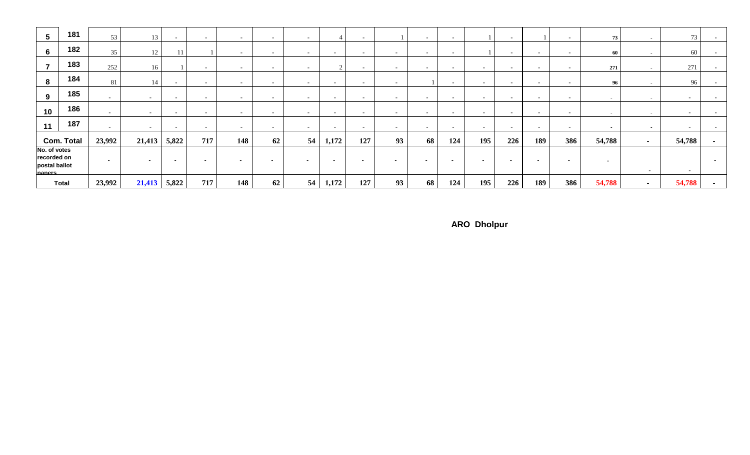| | | | | | | | | | | | | | | | | | | | | | |
|---|---|---|---|---|---|---|---|---|---|---|---|---|---|---|---|---|---|---|---|---|---|
| 5 | 181 | 53 | 13 | - | - | - | - | - | 4 | - | 1 | - | - | 1 | - | 1 | - | 73 | - | 73 | - |
| 6 | 182 | 35 | 12 | 11 | 1 | - | - | - | - | - | - | - | - | 1 | - | - | - | 60 | - | 60 | - |
| 7 | 183 | 252 | 16 | 1 | - | - | - | - | 2 | - | - | - | - | - | - | - | - | 271 | - | 271 | - |
| 8 | 184 | 81 | 14 | - | - | - | - | - | - | - | - | 1 | - | - | - | - | - | 96 | - | 96 | - |
| 9 | 185 | - | - | - | - | - | - | - | - | - | - | - | - | - | - | - | - | - | - | - | - |
| 10 | 186 | - | - | - | - | - | - | - | - | - | - | - | - | - | - | - | - | - | - | - | - |
| 11 | 187 | - | - | - | - | - | - | - | - | - | - | - | - | - | - | - | - | - | - | - | - |
| **Com. Total** | | **23,992** | **21,413** | **5,822** | **717** | **148** | **62** | **54** | **1,172** | **127** | **93** | **68** | **124** | **195** | **226** | **189** | **386** | **54,788** | **-** | **54,788** | **-** |
| **No. of votes recorded on postal ballot papers** | | - | - | - | - | - | - | - | - | - | - | - | - | - | - | - | - | - | - | - | - |
| **Total** | | **23,992** | **21,413** | **5,822** | **717** | **148** | **62** | **54** | **1,172** | **127** | **93** | **68** | **124** | **195** | **226** | **189** | **386** | **54,788** | **-** | **54,788** | **-** |

**ARO Dholpur**